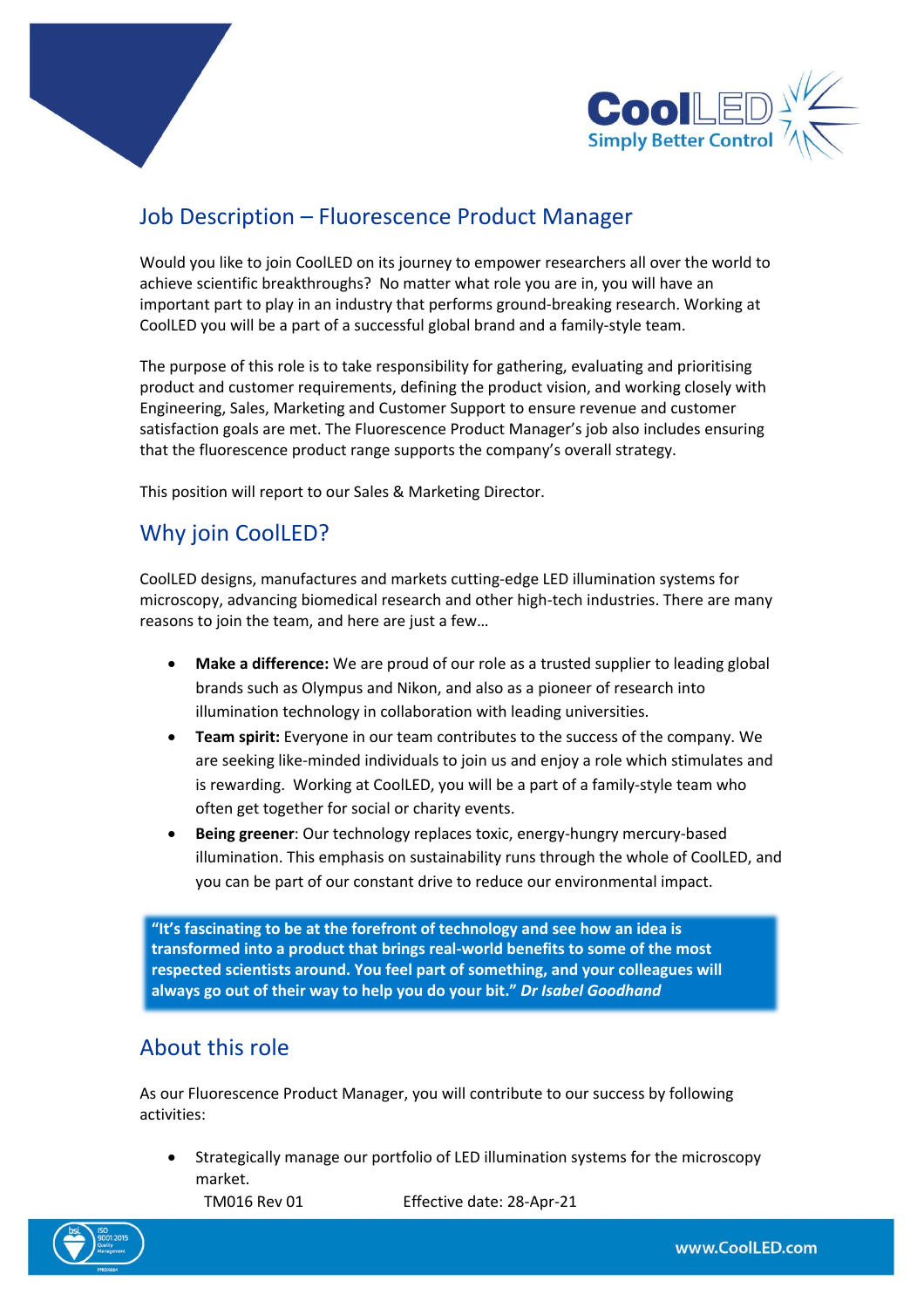# Job Description – Fluorescence Product Manager

Would you like to join CoolLED on its journey to empower researchers all over the world to achieve scientific breakthroughs? No matter what role you are in, you will have an important part to play in an industry that performs ground-breaking research. Working at CoolLED you will be a part of a successful global brand and a family-style team.

The purpose of this role is to take responsibility for gathering, evaluating and prioritising product and customer requirements, defining the product vision, and working closely with Engineering, Sales, Marketing and Customer Support to ensure revenue and customer satisfaction goals are met. The Fluorescence Product Manager's job also includes ensuring that the fluorescence product range supports the company's overall strategy.

This position will report to our Sales & Marketing Director.

## Why join CoolLED?

CoolLED designs, manufactures and markets cutting-edge LED illumination systems for microscopy, advancing biomedical research and other high-tech industries. There are many reasons to join the team, and here are just a few…

- **Make a difference:** We are proud of our role as a trusted supplier to leading global brands such as Olympus and Nikon, and also as a pioneer of research into illumination technology in collaboration with leading universities.
- **Team spirit:** Everyone in our team contributes to the success of the company. We are seeking like-minded individuals to join us and enjoy a role which stimulates and is rewarding. Working at CoolLED, you will be a part of a family-style team who often get together for social or charity events.
- **Being greener**: Our technology replaces toxic, energy-hungry mercury-based illumination. This emphasis on sustainability runs through the whole of CoolLED, and you can be part of our constant drive to reduce our environmental impact.

> **"It's fascinating to be at the forefront of technology and see how an idea is transformed into a product that brings real-world benefits to some of the most respected scientists around. You feel part of something, and your colleagues will always go out of their way to help you do your bit."** ***Dr Isabel Goodhand***

## About this role

As our Fluorescence Product Manager, you will contribute to our success by following activities:

- Strategically manage our portfolio of LED illumination systems for the microscopy market.

TM016 Rev 01 Effective date: 28-Apr-21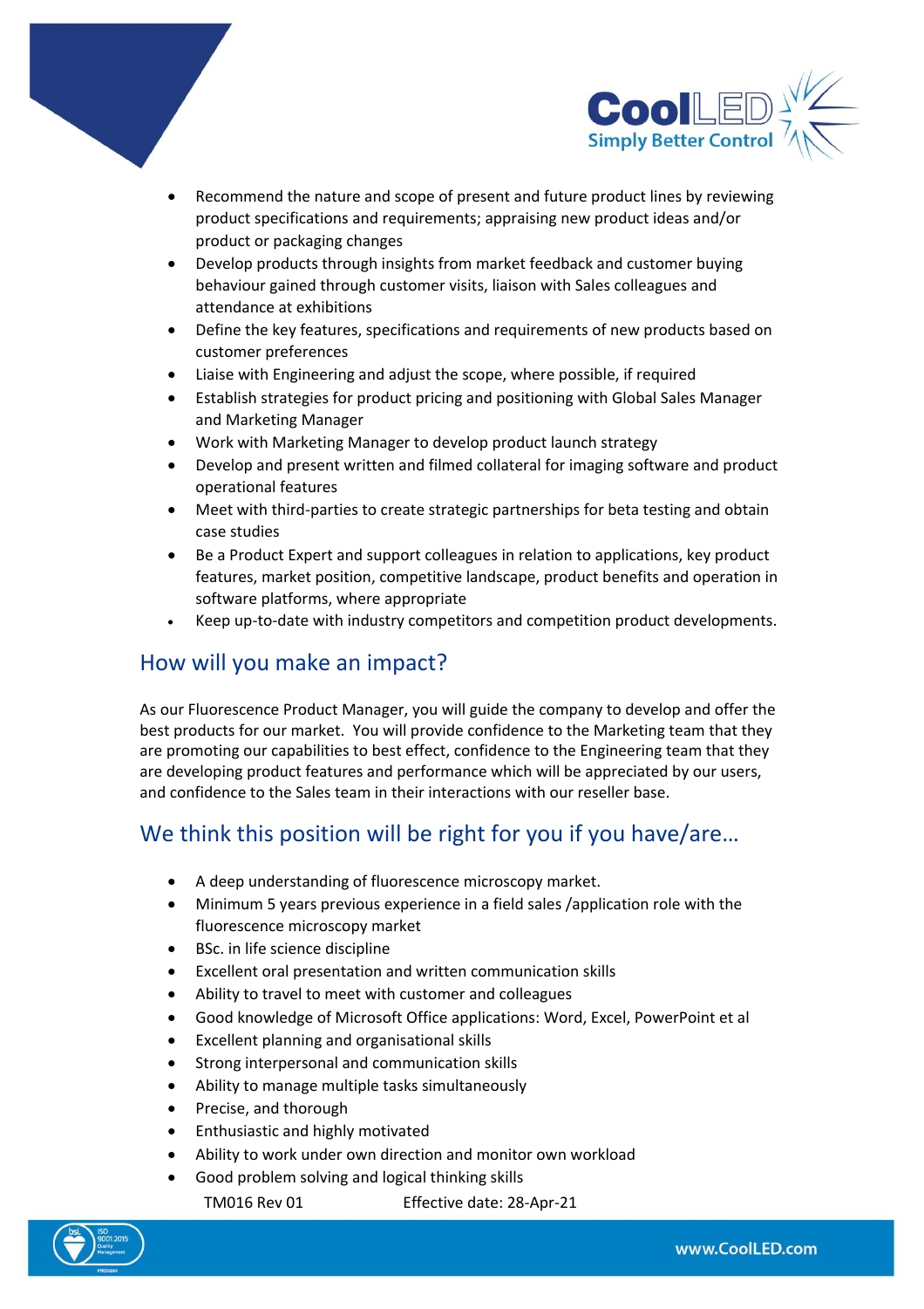- Recommend the nature and scope of present and future product lines by reviewing product specifications and requirements; appraising new product ideas and/or product or packaging changes
- Develop products through insights from market feedback and customer buying behaviour gained through customer visits, liaison with Sales colleagues and attendance at exhibitions
- Define the key features, specifications and requirements of new products based on customer preferences
- Liaise with Engineering and adjust the scope, where possible, if required
- Establish strategies for product pricing and positioning with Global Sales Manager and Marketing Manager
- Work with Marketing Manager to develop product launch strategy
- Develop and present written and filmed collateral for imaging software and product operational features
- Meet with third-parties to create strategic partnerships for beta testing and obtain case studies
- Be a Product Expert and support colleagues in relation to applications, key product features, market position, competitive landscape, product benefits and operation in software platforms, where appropriate
- Keep up-to-date with industry competitors and competition product developments.

## How will you make an impact?

As our Fluorescence Product Manager, you will guide the company to develop and offer the best products for our market. You will provide confidence to the Marketing team that they are promoting our capabilities to best effect, confidence to the Engineering team that they are developing product features and performance which will be appreciated by our users, and confidence to the Sales team in their interactions with our reseller base.

## We think this position will be right for you if you have/are…

- A deep understanding of fluorescence microscopy market.
- Minimum 5 years previous experience in a field sales /application role with the fluorescence microscopy market
- BSc. in life science discipline
- Excellent oral presentation and written communication skills
- Ability to travel to meet with customer and colleagues
- Good knowledge of Microsoft Office applications: Word, Excel, PowerPoint et al
- Excellent planning and organisational skills
- Strong interpersonal and communication skills
- Ability to manage multiple tasks simultaneously
- Precise, and thorough
- Enthusiastic and highly motivated
- Ability to work under own direction and monitor own workload
- Good problem solving and logical thinking skills

TM016 Rev 01 Effective date: 28-Apr-21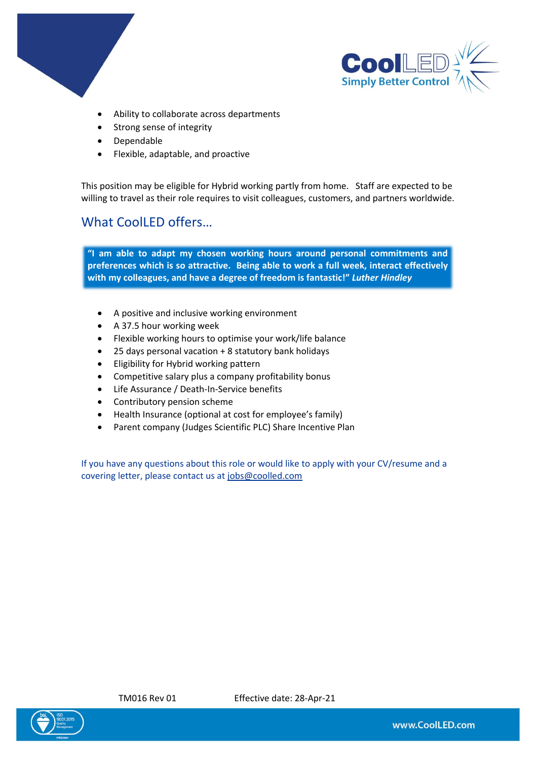- Ability to collaborate across departments
- Strong sense of integrity
- Dependable
- Flexible, adaptable, and proactive

This position may be eligible for Hybrid working partly from home. Staff are expected to be willing to travel as their role requires to visit colleagues, customers, and partners worldwide.

## What CoolLED offers…

> **"I am able to adapt my chosen working hours around personal commitments and preferences which is so attractive. Being able to work a full week, interact effectively with my colleagues, and have a degree of freedom is fantastic!"** ***Luther Hindley***

- A positive and inclusive working environment
- A 37.5 hour working week
- Flexible working hours to optimise your work/life balance
- 25 days personal vacation + 8 statutory bank holidays
- Eligibility for Hybrid working pattern
- Competitive salary plus a company profitability bonus
- Life Assurance / Death-In-Service benefits
- Contributory pension scheme
- Health Insurance (optional at cost for employee's family)
- Parent company (Judges Scientific PLC) Share Incentive Plan

If you have any questions about this role or would like to apply with your CV/resume and a covering letter, please contact us at jobs@coolled.com

TM016 Rev 01 Effective date: 28-Apr-21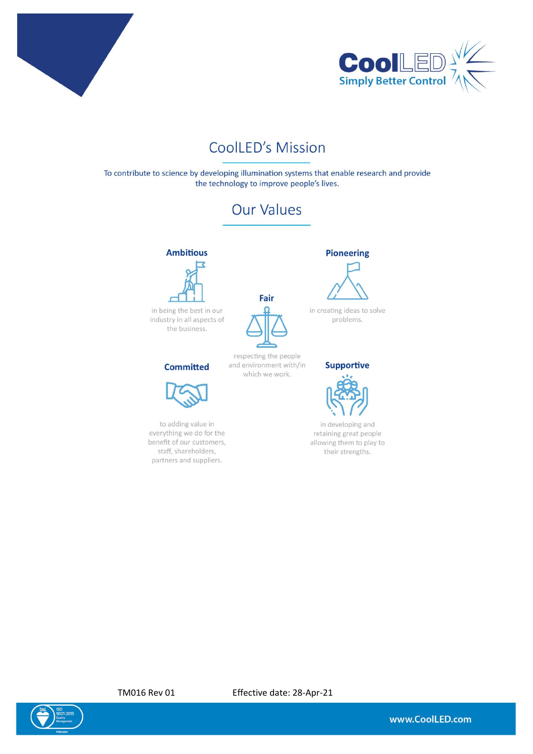CoolLED
Simply Better Control

## CoolLED's Mission

To contribute to science by developing illumination systems that enable research and provide the technology to improve people's lives.

## Our Values

### Ambitious

in being the best in our industry in all aspects of the business.

### Pioneering

in creating ideas to solve problems.

### Fair

respecting the people and environment with/in which we work.

### Committed

to adding value in everything we do for the benefit of our customers, staff, shareholders, partners and suppliers.

### Supportive

in developing and retaining great people allowing them to play to their strengths.

TM016 Rev 01 Effective date: 28-Apr-21

www.CoolLED.com